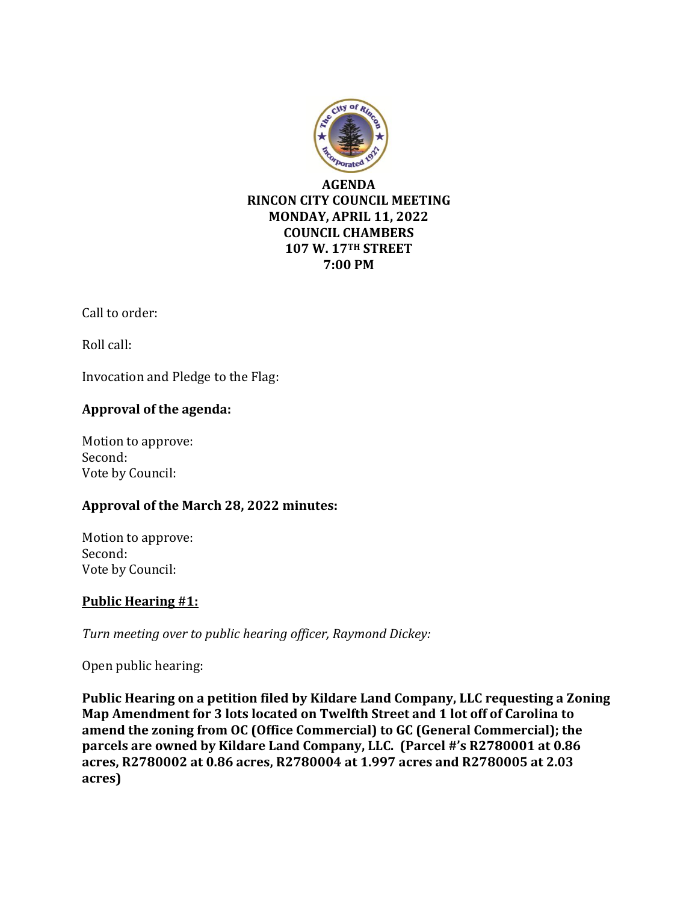# AGENDA
## RINCON CITY COUNCIL MEETING
## MONDAY, APRIL 11, 2022
## COUNCIL CHAMBERS
## 107 W. 17TH STREET
## 7:00 PM

Call to order:

Roll call:

Invocation and Pledge to the Flag:

**Approval of the agenda:**

Motion to approve:
Second:
Vote by Council:

**Approval of the March 28, 2022 minutes:**

Motion to approve:
Second:
Vote by Council:

**Public Hearing #1:**

*Turn meeting over to public hearing officer, Raymond Dickey:*

Open public hearing:

**Public Hearing on a petition filed by Kildare Land Company, LLC requesting a Zoning Map Amendment for 3 lots located on Twelfth Street and 1 lot off of Carolina to amend the zoning from OC (Office Commercial) to GC (General Commercial); the parcels are owned by Kildare Land Company, LLC. (Parcel #'s R2780001 at 0.86 acres, R2780002 at 0.86 acres, R2780004 at 1.997 acres and R2780005 at 2.03 acres)**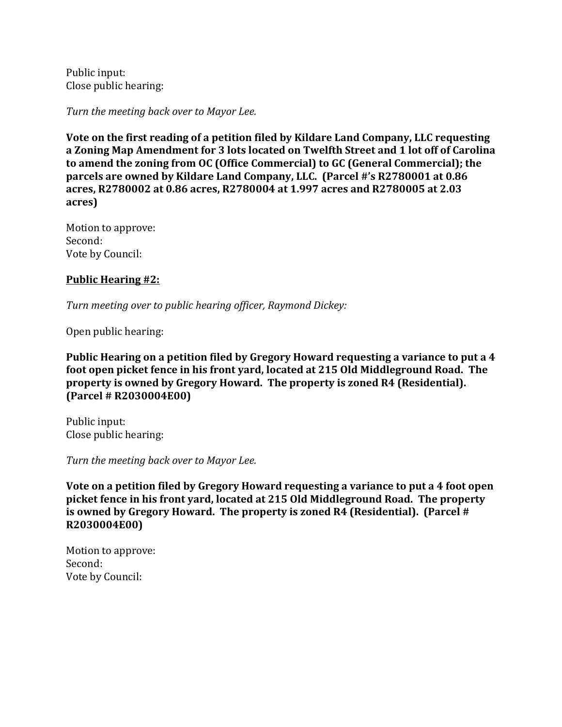Public input:
Close public hearing:

*Turn the meeting back over to Mayor Lee.*

**Vote on the first reading of a petition filed by Kildare Land Company, LLC requesting a Zoning Map Amendment for 3 lots located on Twelfth Street and 1 lot off of Carolina to amend the zoning from OC (Office Commercial) to GC (General Commercial); the parcels are owned by Kildare Land Company, LLC. (Parcel #'s R2780001 at 0.86 acres, R2780002 at 0.86 acres, R2780004 at 1.997 acres and R2780005 at 2.03 acres)**

Motion to approve:
Second:
Vote by Council:

**<u>Public Hearing #2:</u>**

*Turn meeting over to public hearing officer, Raymond Dickey:*

Open public hearing:

**Public Hearing on a petition filed by Gregory Howard requesting a variance to put a 4 foot open picket fence in his front yard, located at 215 Old Middleground Road. The property is owned by Gregory Howard. The property is zoned R4 (Residential). (Parcel # R2030004E00)**

Public input:
Close public hearing:

*Turn the meeting back over to Mayor Lee.*

**Vote on a petition filed by Gregory Howard requesting a variance to put a 4 foot open picket fence in his front yard, located at 215 Old Middleground Road. The property is owned by Gregory Howard. The property is zoned R4 (Residential). (Parcel # R2030004E00)**

Motion to approve:
Second:
Vote by Council: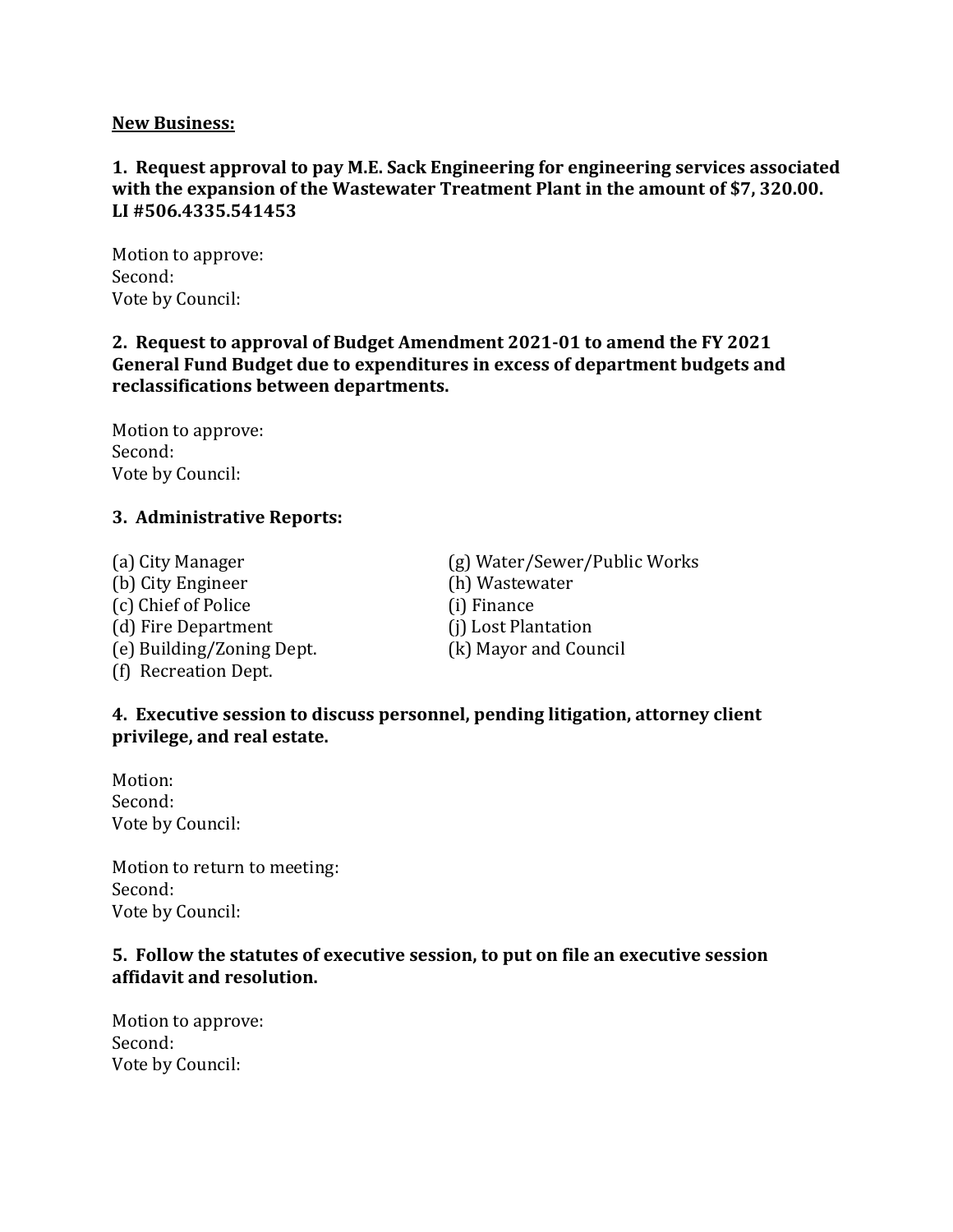**New Business:**

**1. Request approval to pay M.E. Sack Engineering for engineering services associated with the expansion of the Wastewater Treatment Plant in the amount of $7, 320.00. LI #506.4335.541453**

Motion to approve:
Second:
Vote by Council:

**2. Request to approval of Budget Amendment 2021-01 to amend the FY 2021 General Fund Budget due to expenditures in excess of department budgets and reclassifications between departments.**

Motion to approve:
Second:
Vote by Council:

**3. Administrative Reports:**

(a) City Manager
(b) City Engineer
(c) Chief of Police
(d) Fire Department
(e) Building/Zoning Dept.
(f) Recreation Dept.
(g) Water/Sewer/Public Works
(h) Wastewater
(i) Finance
(j) Lost Plantation
(k) Mayor and Council

**4. Executive session to discuss personnel, pending litigation, attorney client privilege, and real estate.**

Motion:
Second:
Vote by Council:

Motion to return to meeting:
Second:
Vote by Council:

**5. Follow the statutes of executive session, to put on file an executive session affidavit and resolution.**

Motion to approve:
Second:
Vote by Council: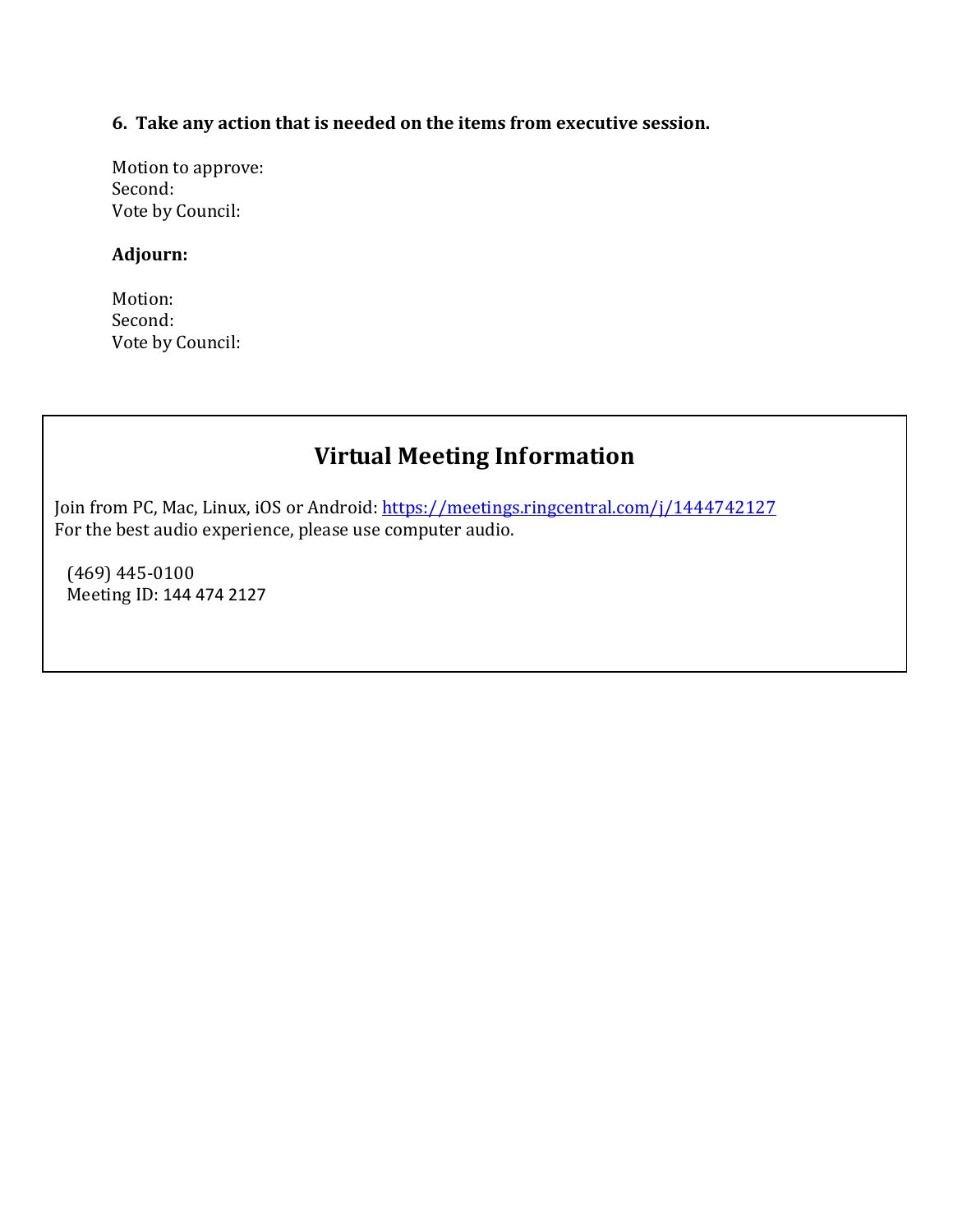**6. Take any action that is needed on the items from executive session.**

Motion to approve:
Second:
Vote by Council:

**Adjourn:**

Motion:
Second:
Vote by Council:

## Virtual Meeting Information

Join from PC, Mac, Linux, iOS or Android: https://meetings.ringcentral.com/j/1444742127
For the best audio experience, please use computer audio.

(469) 445-0100
Meeting ID: 144 474 2127